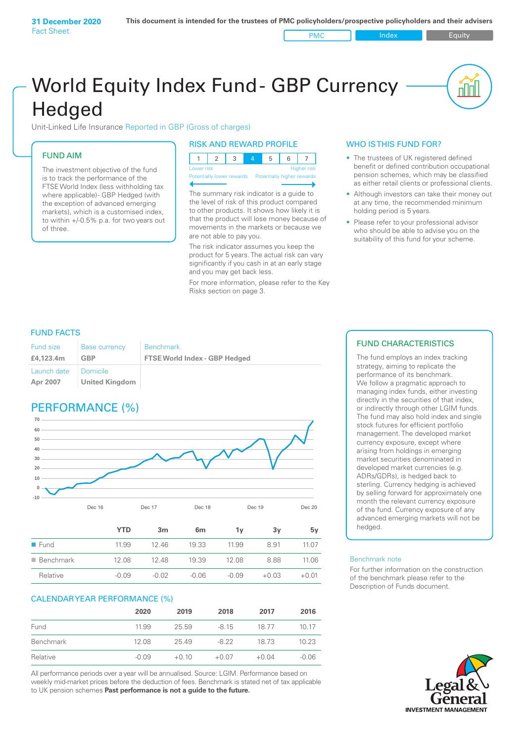**31 December 2020**
Fact Sheet

**This document is intended for the trustees of PMC policyholders/prospective policyholders and their advisers**

PMC | Index | Equity

# World Equity Index Fund - GBP Currency Hedged

Unit-Linked Life Insurance Reported in GBP (Gross of charges)

## FUND AIM

The investment objective of the fund is to track the performance of the FTSE World Index (less withholding tax where applicable)- GBP Hedged (with the exception of advanced emerging markets), which is a customised index, to within +/-0.5% p.a. for two years out of three.

## RISK AND REWARD PROFILE

| 1 | 2 | 3 | 4 | 5 | 6 | 7 |
|---|---|---|---|---|---|---|

Lower risk — Higher risk
Potentially lower rewards — Potentially higher rewards

The summary risk indicator is a guide to the level of risk of this product compared to other products. It shows how likely it is that the product will lose money because of movements in the markets or because we are not able to pay you.

The risk indicator assumes you keep the product for 5 years. The actual risk can vary significantly if you cash in at an early stage and you may get back less.

For more information, please refer to the Key Risks section on page 3.

## WHO IS THIS FUND FOR?

- The trustees of UK registered defined benefit or defined contribution occupational pension schemes, which may be classified as either retail clients or professional clients.
- Although investors can take their money out at any time, the recommended minimum holding period is 5 years.
- Please refer to your professional advisor who should be able to advise you on the suitability of this fund for your scheme.

## FUND FACTS

| Fund size | Base currency | Benchmark |
|---|---|---|
| **£4,123.4m** | **GBP** | **FTSE World Index - GBP Hedged** |
| Launch date | Domicile | |
| **Apr 2007** | **United Kingdom** | |

## PERFORMANCE (%)

| | YTD | 3m | 6m | 1y | 3y | 5y |
|---|---|---|---|---|---|---|
| Fund | 11.99 | 12.46 | 19.33 | 11.99 | 8.91 | 11.07 |
| Benchmark | 12.08 | 12.48 | 19.39 | 12.08 | 8.88 | 11.06 |
| Relative | -0.09 | -0.02 | -0.06 | -0.09 | +0.03 | +0.01 |

## CALENDAR YEAR PERFORMANCE (%)

| | 2020 | 2019 | 2018 | 2017 | 2016 |
|---|---|---|---|---|---|
| Fund | 11.99 | 25.59 | -8.15 | 18.77 | 10.17 |
| Benchmark | 12.08 | 25.49 | -8.22 | 18.73 | 10.23 |
| Relative | -0.09 | +0.10 | +0.07 | +0.04 | -0.06 |

All performance periods over a year will be annualised. Source: LGIM. Performance based on weekly mid-market prices before the deduction of fees. Benchmark is stated net of tax applicable to UK pension schemes **Past performance is not a guide to the future.**

## FUND CHARACTERISTICS

The fund employs an index tracking strategy, aiming to replicate the performance of its benchmark. We follow a pragmatic approach to managing index funds, either investing directly in the securities of that index, or indirectly through other LGIM funds. The fund may also hold index and single stock futures for efficient portfolio management. The developed market currency exposure, except where arising from holdings in emerging market securities denominated in developed market currencies (e.g. ADRs/GDRs), is hedged back to sterling. Currency hedging is achieved by selling forward for approximately one month the relevant currency exposure of the fund. Currency exposure of any advanced emerging markets will not be hedged.

### Benchmark note

For further information on the construction of the benchmark please refer to the Description of Funds document.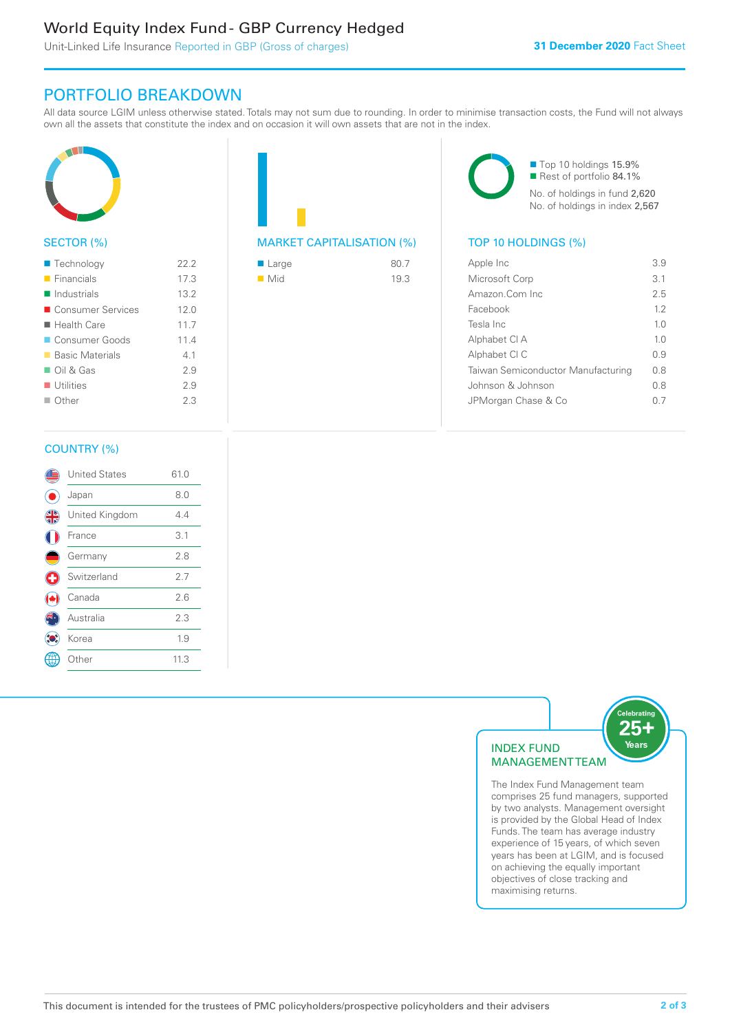# World Equity Index Fund - GBP Currency Hedged

Unit-Linked Life Insurance Reported in GBP (Gross of charges)

**31 December 2020** Fact Sheet

## PORTFOLIO BREAKDOWN

All data source LGIM unless otherwise stated. Totals may not sum due to rounding. In order to minimise transaction costs, the Fund will not always own all the assets that constitute the index and on occasion it will own assets that are not in the index.

### SECTOR (%)

| Sector | % |
|---|---|
| Technology | 22.2 |
| Financials | 17.3 |
| Industrials | 13.2 |
| Consumer Services | 12.0 |
| Health Care | 11.7 |
| Consumer Goods | 11.4 |
| Basic Materials | 4.1 |
| Oil & Gas | 2.9 |
| Utilities | 2.9 |
| Other | 2.3 |

### MARKET CAPITALISATION (%)

| Market Capitalisation | % |
|---|---|
| Large | 80.7 |
| Mid | 19.3 |

Top 10 holdings 15.9%
Rest of portfolio 84.1%
No. of holdings in fund 2,620
No. of holdings in index 2,567

### TOP 10 HOLDINGS (%)

| Holding | % |
|---|---|
| Apple Inc | 3.9 |
| Microsoft Corp | 3.1 |
| Amazon.Com Inc | 2.5 |
| Facebook | 1.2 |
| Tesla Inc | 1.0 |
| Alphabet Cl A | 1.0 |
| Alphabet Cl C | 0.9 |
| Taiwan Semiconductor Manufacturing | 0.8 |
| Johnson & Johnson | 0.8 |
| JPMorgan Chase & Co | 0.7 |

### COUNTRY (%)

| Country | % |
|---|---|
| United States | 61.0 |
| Japan | 8.0 |
| United Kingdom | 4.4 |
| France | 3.1 |
| Germany | 2.8 |
| Switzerland | 2.7 |
| Canada | 2.6 |
| Australia | 2.3 |
| Korea | 1.9 |
| Other | 11.3 |

### INDEX FUND MANAGEMENT TEAM

Celebrating 25+ Years

The Index Fund Management team comprises 25 fund managers, supported by two analysts. Management oversight is provided by the Global Head of Index Funds. The team has average industry experience of 15 years, of which seven years has been at LGIM, and is focused on achieving the equally important objectives of close tracking and maximising returns.

This document is intended for the trustees of PMC policyholders/prospective policyholders and their advisers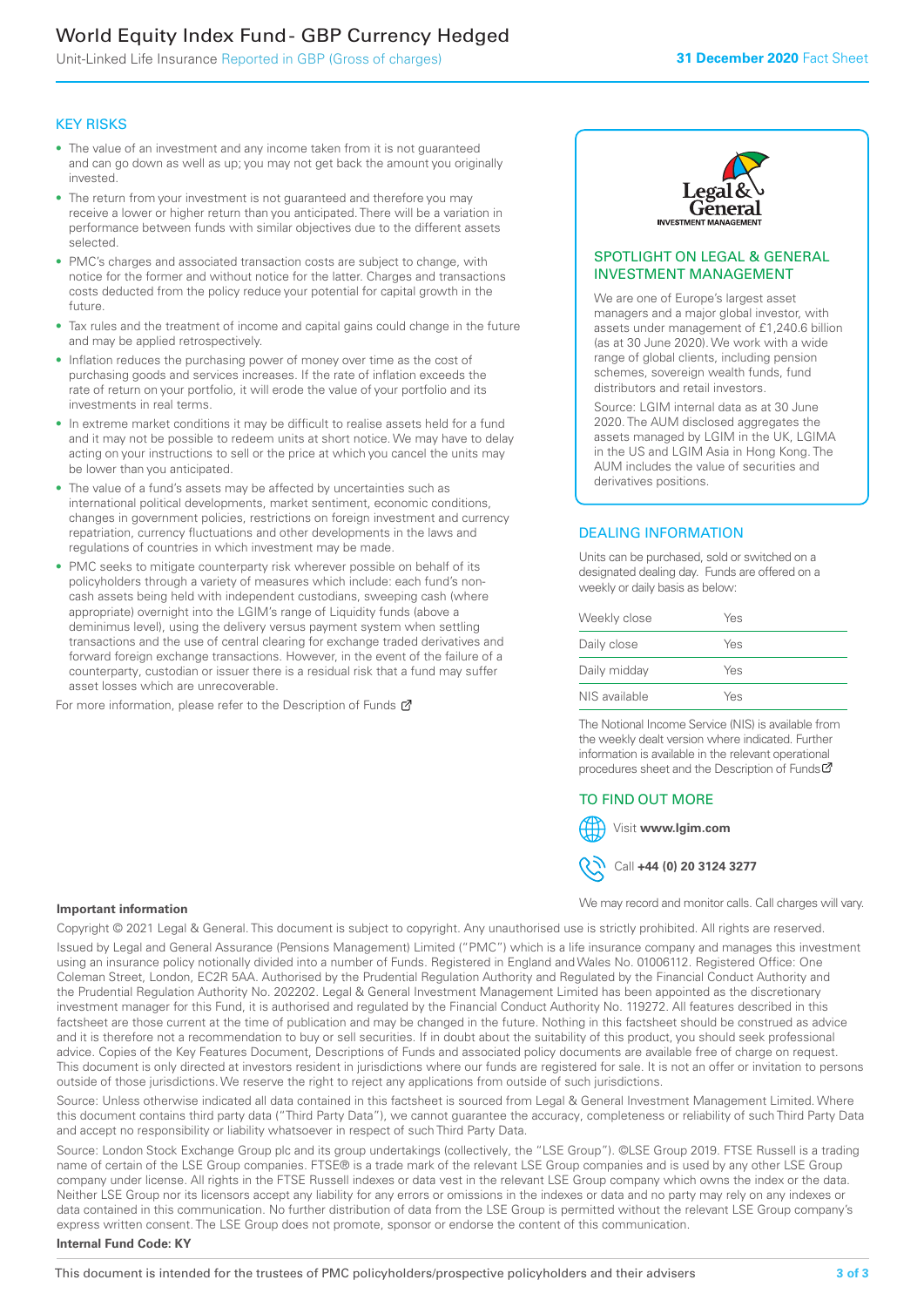# World Equity Index Fund - GBP Currency Hedged

Unit-Linked Life Insurance Reported in GBP (Gross of charges)

**31 December 2020** Fact Sheet

## KEY RISKS

- The value of an investment and any income taken from it is not guaranteed and can go down as well as up; you may not get back the amount you originally invested.
- The return from your investment is not guaranteed and therefore you may receive a lower or higher return than you anticipated. There will be a variation in performance between funds with similar objectives due to the different assets selected.
- PMC's charges and associated transaction costs are subject to change, with notice for the former and without notice for the latter. Charges and transactions costs deducted from the policy reduce your potential for capital growth in the future.
- Tax rules and the treatment of income and capital gains could change in the future and may be applied retrospectively.
- Inflation reduces the purchasing power of money over time as the cost of purchasing goods and services increases. If the rate of inflation exceeds the rate of return on your portfolio, it will erode the value of your portfolio and its investments in real terms.
- In extreme market conditions it may be difficult to realise assets held for a fund and it may not be possible to redeem units at short notice. We may have to delay acting on your instructions to sell or the price at which you cancel the units may be lower than you anticipated.
- The value of a fund's assets may be affected by uncertainties such as international political developments, market sentiment, economic conditions, changes in government policies, restrictions on foreign investment and currency repatriation, currency fluctuations and other developments in the laws and regulations of countries in which investment may be made.
- PMC seeks to mitigate counterparty risk wherever possible on behalf of its policyholders through a variety of measures which include: each fund's non-cash assets being held with independent custodians, sweeping cash (where appropriate) overnight into the LGIM's range of Liquidity funds (above a deminimus level), using the delivery versus payment system when settling transactions and the use of central clearing for exchange traded derivatives and forward foreign exchange transactions. However, in the event of the failure of a counterparty, custodian or issuer there is a residual risk that a fund may suffer asset losses which are unrecoverable.

For more information, please refer to the Description of Funds

## SPOTLIGHT ON LEGAL & GENERAL INVESTMENT MANAGEMENT

We are one of Europe's largest asset managers and a major global investor, with assets under management of £1,240.6 billion (as at 30 June 2020). We work with a wide range of global clients, including pension schemes, sovereign wealth funds, fund distributors and retail investors.

Source: LGIM internal data as at 30 June 2020. The AUM disclosed aggregates the assets managed by LGIM in the UK, LGIMA in the US and LGIM Asia in Hong Kong. The AUM includes the value of securities and derivatives positions.

## DEALING INFORMATION

Units can be purchased, sold or switched on a designated dealing day. Funds are offered on a weekly or daily basis as below:

| | |
|---|---|
| Weekly close | Yes |
| Daily close | Yes |
| Daily midday | Yes |
| NIS available | Yes |

The Notional Income Service (NIS) is available from the weekly dealt version where indicated. Further information is available in the relevant operational procedures sheet and the Description of Funds

## TO FIND OUT MORE

Visit **www.lgim.com**

Call **+44 (0) 20 3124 3277**

We may record and monitor calls. Call charges will vary.

**Important information**

Copyright © 2021 Legal & General. This document is subject to copyright. Any unauthorised use is strictly prohibited. All rights are reserved.

Issued by Legal and General Assurance (Pensions Management) Limited ("PMC") which is a life insurance company and manages this investment using an insurance policy notionally divided into a number of Funds. Registered in England and Wales No. 01006112. Registered Office: One Coleman Street, London, EC2R 5AA. Authorised by the Prudential Regulation Authority and Regulated by the Financial Conduct Authority and the Prudential Regulation Authority No. 202202. Legal & General Investment Management Limited has been appointed as the discretionary investment manager for this Fund, it is authorised and regulated by the Financial Conduct Authority No. 119272. All features described in this factsheet are those current at the time of publication and may be changed in the future. Nothing in this factsheet should be construed as advice and it is therefore not a recommendation to buy or sell securities. If in doubt about the suitability of this product, you should seek professional advice. Copies of the Key Features Document, Descriptions of Funds and associated policy documents are available free of charge on request. This document is only directed at investors resident in jurisdictions where our funds are registered for sale. It is not an offer or invitation to persons outside of those jurisdictions. We reserve the right to reject any applications from outside of such jurisdictions.

Source: Unless otherwise indicated all data contained in this factsheet is sourced from Legal & General Investment Management Limited. Where this document contains third party data ("Third Party Data"), we cannot guarantee the accuracy, completeness or reliability of such Third Party Data and accept no responsibility or liability whatsoever in respect of such Third Party Data.

Source: London Stock Exchange Group plc and its group undertakings (collectively, the "LSE Group"). ©LSE Group 2019. FTSE Russell is a trading name of certain of the LSE Group companies. FTSE® is a trade mark of the relevant LSE Group companies and is used by any other LSE Group company under license. All rights in the FTSE Russell indexes or data vest in the relevant LSE Group company which owns the index or the data. Neither LSE Group nor its licensors accept any liability for any errors or omissions in the indexes or data and no party may rely on any indexes or data contained in this communication. No further distribution of data from the LSE Group is permitted without the relevant LSE Group company's express written consent. The LSE Group does not promote, sponsor or endorse the content of this communication.

**Internal Fund Code: KY**

This document is intended for the trustees of PMC policyholders/prospective policyholders and their advisers